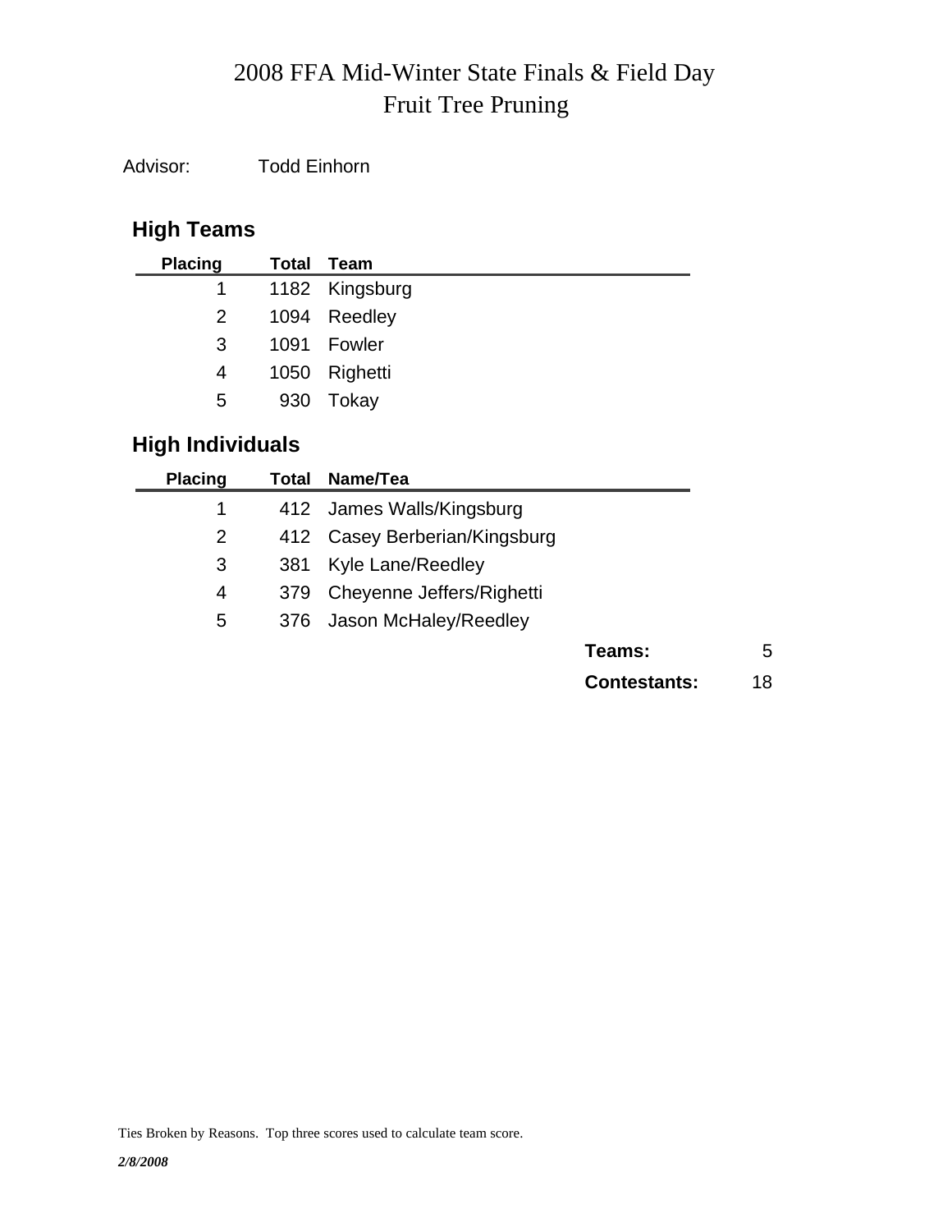# 2008 FFA Mid-Winter State Finals & Field Day
# Fruit Tree Pruning

Advisor: Todd Einhorn

## High Teams

| Placing | Total | Team |
|---|---|---|
| 1 | 1182 | Kingsburg |
| 2 | 1094 | Reedley |
| 3 | 1091 | Fowler |
| 4 | 1050 | Righetti |
| 5 | 930 | Tokay |

## High Individuals

| Placing | Total | Name/Tea |
|---|---|---|
| 1 | 412 | James Walls/Kingsburg |
| 2 | 412 | Casey Berberian/Kingsburg |
| 3 | 381 | Kyle Lane/Reedley |
| 4 | 379 | Cheyenne Jeffers/Righetti |
| 5 | 376 | Jason McHaley/Reedley |

**Teams:** 5

**Contestants:** 18

Ties Broken by Reasons. Top three scores used to calculate team score.

*2/8/2008*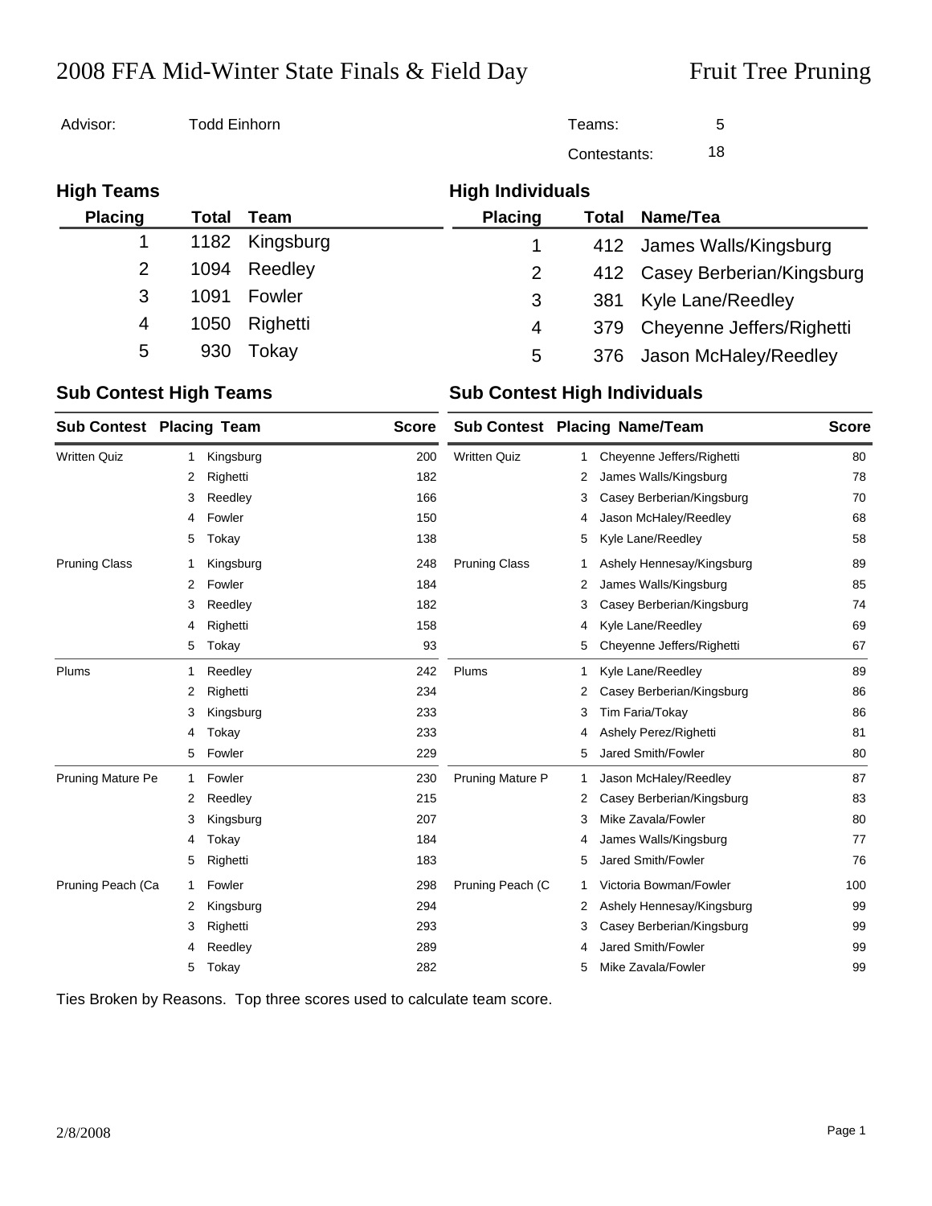# 2008 FFA Mid-Winter State Finals & Field Day

## Fruit Tree Pruning

Advisor: Todd Einhorn

Teams: 5

Contestants: 18

### High Teams

| Placing | Total | Team |
|---|---|---|
| 1 | 1182 | Kingsburg |
| 2 | 1094 | Reedley |
| 3 | 1091 | Fowler |
| 4 | 1050 | Righetti |
| 5 | 930 | Tokay |

### High Individuals

| Placing | Total | Name/Tea |
|---|---|---|
| 1 | 412 | James Walls/Kingsburg |
| 2 | 412 | Casey Berberian/Kingsburg |
| 3 | 381 | Kyle Lane/Reedley |
| 4 | 379 | Cheyenne Jeffers/Righetti |
| 5 | 376 | Jason McHaley/Reedley |

### Sub Contest High Teams

| Sub Contest | Placing | Team | Score |
|---|---|---|---|
| Written Quiz | 1 | Kingsburg | 200 |
| | 2 | Righetti | 182 |
| | 3 | Reedley | 166 |
| | 4 | Fowler | 150 |
| | 5 | Tokay | 138 |
| Pruning Class | 1 | Kingsburg | 248 |
| | 2 | Fowler | 184 |
| | 3 | Reedley | 182 |
| | 4 | Righetti | 158 |
| | 5 | Tokay | 93 |
| Plums | 1 | Reedley | 242 |
| | 2 | Righetti | 234 |
| | 3 | Kingsburg | 233 |
| | 4 | Tokay | 233 |
| | 5 | Fowler | 229 |
| Pruning Mature Pe | 1 | Fowler | 230 |
| | 2 | Reedley | 215 |
| | 3 | Kingsburg | 207 |
| | 4 | Tokay | 184 |
| | 5 | Righetti | 183 |
| Pruning Peach (Ca | 1 | Fowler | 298 |
| | 2 | Kingsburg | 294 |
| | 3 | Righetti | 293 |
| | 4 | Reedley | 289 |
| | 5 | Tokay | 282 |

### Sub Contest High Individuals

| Sub Contest | Placing | Name/Team | Score |
|---|---|---|---|
| Written Quiz | 1 | Cheyenne Jeffers/Righetti | 80 |
| | 2 | James Walls/Kingsburg | 78 |
| | 3 | Casey Berberian/Kingsburg | 70 |
| | 4 | Jason McHaley/Reedley | 68 |
| | 5 | Kyle Lane/Reedley | 58 |
| Pruning Class | 1 | Ashely Hennesay/Kingsburg | 89 |
| | 2 | James Walls/Kingsburg | 85 |
| | 3 | Casey Berberian/Kingsburg | 74 |
| | 4 | Kyle Lane/Reedley | 69 |
| | 5 | Cheyenne Jeffers/Righetti | 67 |
| Plums | 1 | Kyle Lane/Reedley | 89 |
| | 2 | Casey Berberian/Kingsburg | 86 |
| | 3 | Tim Faria/Tokay | 86 |
| | 4 | Ashely Perez/Righetti | 81 |
| | 5 | Jared Smith/Fowler | 80 |
| Pruning Mature P | 1 | Jason McHaley/Reedley | 87 |
| | 2 | Casey Berberian/Kingsburg | 83 |
| | 3 | Mike Zavala/Fowler | 80 |
| | 4 | James Walls/Kingsburg | 77 |
| | 5 | Jared Smith/Fowler | 76 |
| Pruning Peach (C | 1 | Victoria Bowman/Fowler | 100 |
| | 2 | Ashely Hennesay/Kingsburg | 99 |
| | 3 | Casey Berberian/Kingsburg | 99 |
| | 4 | Jared Smith/Fowler | 99 |
| | 5 | Mike Zavala/Fowler | 99 |

Ties Broken by Reasons. Top three scores used to calculate team score.

2/8/2008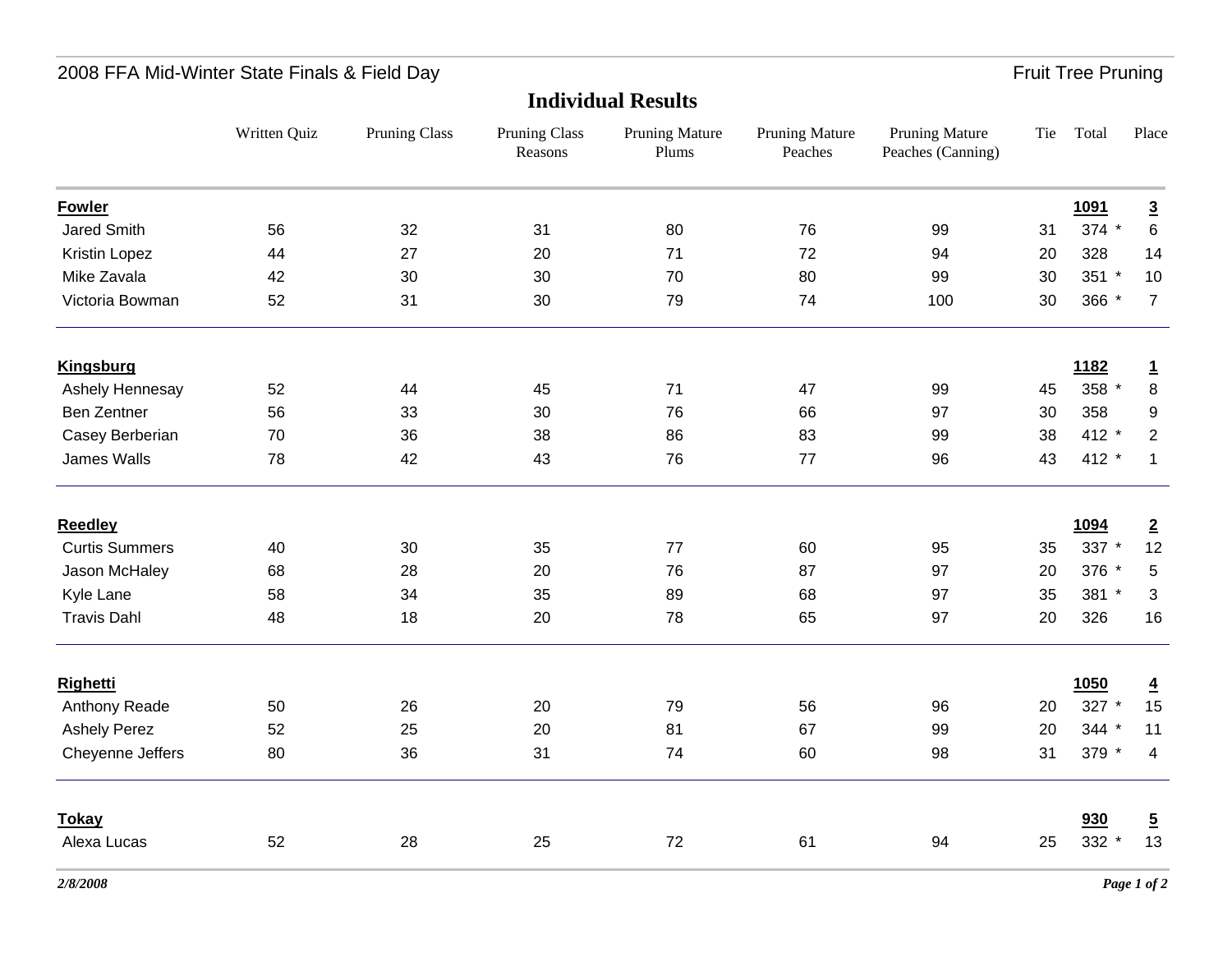2008 FFA Mid-Winter State Finals & Field Day

Fruit Tree Pruning

## Individual Results

| | Written Quiz | Pruning Class | Pruning Class Reasons | Pruning Mature Plums | Pruning Mature Peaches | Pruning Mature Peaches (Canning) | Tie | Total | Place |
|---|---|---|---|---|---|---|---|---|---|
| **Fowler** | | | | | | | | **1091** | **3** |
| Jared Smith | 56 | 32 | 31 | 80 | 76 | 99 | 31 | 374 * | 6 |
| Kristin Lopez | 44 | 27 | 20 | 71 | 72 | 94 | 20 | 328 | 14 |
| Mike Zavala | 42 | 30 | 30 | 70 | 80 | 99 | 30 | 351 * | 10 |
| Victoria Bowman | 52 | 31 | 30 | 79 | 74 | 100 | 30 | 366 * | 7 |
| **Kingsburg** | | | | | | | | **1182** | **1** |
| Ashely Hennesay | 52 | 44 | 45 | 71 | 47 | 99 | 45 | 358 * | 8 |
| Ben Zentner | 56 | 33 | 30 | 76 | 66 | 97 | 30 | 358 | 9 |
| Casey Berberian | 70 | 36 | 38 | 86 | 83 | 99 | 38 | 412 * | 2 |
| James Walls | 78 | 42 | 43 | 76 | 77 | 96 | 43 | 412 * | 1 |
| **Reedley** | | | | | | | | **1094** | **2** |
| Curtis Summers | 40 | 30 | 35 | 77 | 60 | 95 | 35 | 337 * | 12 |
| Jason McHaley | 68 | 28 | 20 | 76 | 87 | 97 | 20 | 376 * | 5 |
| Kyle Lane | 58 | 34 | 35 | 89 | 68 | 97 | 35 | 381 * | 3 |
| Travis Dahl | 48 | 18 | 20 | 78 | 65 | 97 | 20 | 326 | 16 |
| **Righetti** | | | | | | | | **1050** | **4** |
| Anthony Reade | 50 | 26 | 20 | 79 | 56 | 96 | 20 | 327 * | 15 |
| Ashely Perez | 52 | 25 | 20 | 81 | 67 | 99 | 20 | 344 * | 11 |
| Cheyenne Jeffers | 80 | 36 | 31 | 74 | 60 | 98 | 31 | 379 * | 4 |
| **Tokay** | | | | | | | | **930** | **5** |
| Alexa Lucas | 52 | 28 | 25 | 72 | 61 | 94 | 25 | 332 * | 13 |

*2/8/2008*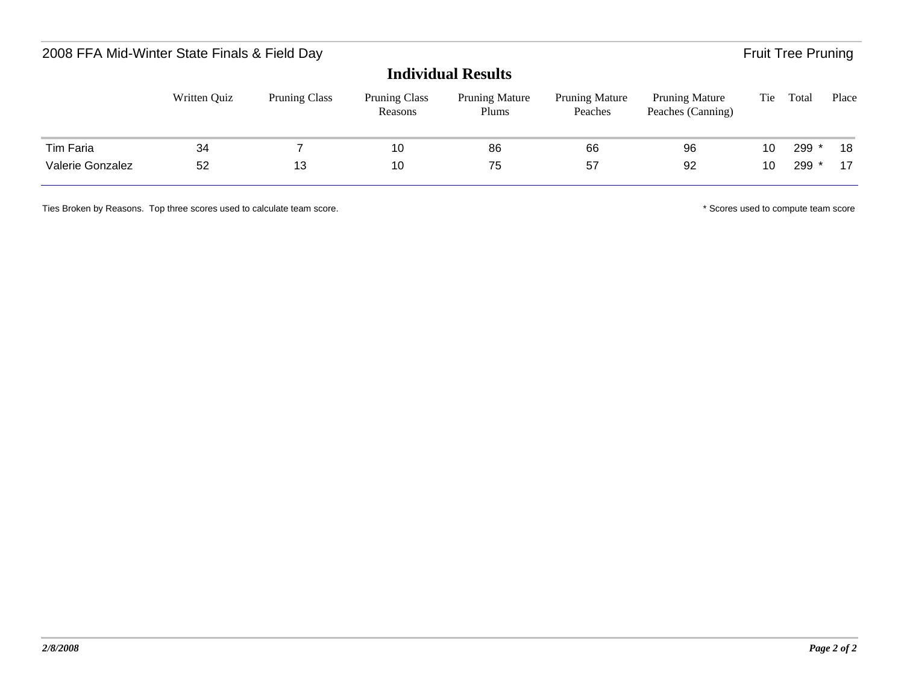2008 FFA Mid-Winter State Finals & Field Day — Fruit Tree Pruning

## Individual Results

| | Written Quiz | Pruning Class | Pruning Class Reasons | Pruning Mature Plums | Pruning Mature Peaches | Pruning Mature Peaches (Canning) | Tie | Total | Place |
|---|---|---|---|---|---|---|---|---|---|
| Tim Faria | 34 | 7 | 10 | 86 | 66 | 96 | 10 | 299 * | 18 |
| Valerie Gonzalez | 52 | 13 | 10 | 75 | 57 | 92 | 10 | 299 * | 17 |

Ties Broken by Reasons. Top three scores used to calculate team score.

* Scores used to compute team score